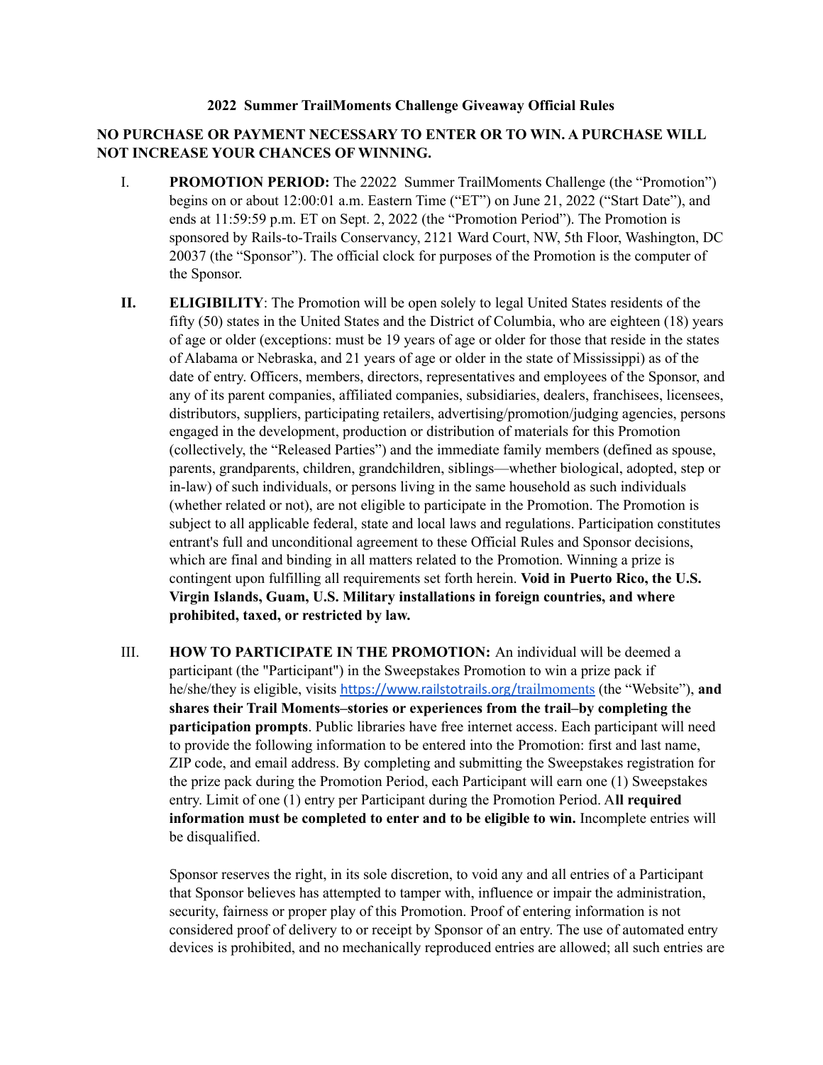**2022 Summer TrailMoments Challenge Giveaway Official Rules**

**NO PURCHASE OR PAYMENT NECESSARY TO ENTER OR TO WIN. A PURCHASE WILL NOT INCREASE YOUR CHANCES OF WINNING.**

I. **PROMOTION PERIOD:** The 22022 Summer TrailMoments Challenge (the "Promotion") begins on or about 12:00:01 a.m. Eastern Time ("ET") on June 21, 2022 ("Start Date"), and ends at 11:59:59 p.m. ET on Sept. 2, 2022 (the "Promotion Period"). The Promotion is sponsored by Rails-to-Trails Conservancy, 2121 Ward Court, NW, 5th Floor, Washington, DC 20037 (the "Sponsor"). The official clock for purposes of the Promotion is the computer of the Sponsor.

**II.** **ELIGIBILITY**: The Promotion will be open solely to legal United States residents of the fifty (50) states in the United States and the District of Columbia, who are eighteen (18) years of age or older (exceptions: must be 19 years of age or older for those that reside in the states of Alabama or Nebraska, and 21 years of age or older in the state of Mississippi) as of the date of entry. Officers, members, directors, representatives and employees of the Sponsor, and any of its parent companies, affiliated companies, subsidiaries, dealers, franchisees, licensees, distributors, suppliers, participating retailers, advertising/promotion/judging agencies, persons engaged in the development, production or distribution of materials for this Promotion (collectively, the "Released Parties") and the immediate family members (defined as spouse, parents, grandparents, children, grandchildren, siblings—whether biological, adopted, step or in-law) of such individuals, or persons living in the same household as such individuals (whether related or not), are not eligible to participate in the Promotion. The Promotion is subject to all applicable federal, state and local laws and regulations. Participation constitutes entrant's full and unconditional agreement to these Official Rules and Sponsor decisions, which are final and binding in all matters related to the Promotion. Winning a prize is contingent upon fulfilling all requirements set forth herein. **Void in Puerto Rico, the U.S. Virgin Islands, Guam, U.S. Military installations in foreign countries, and where prohibited, taxed, or restricted by law.**

III. **HOW TO PARTICIPATE IN THE PROMOTION:** An individual will be deemed a participant (the "Participant") in the Sweepstakes Promotion to win a prize pack if he/she/they is eligible, visits https://www.railstotrails.org/trailmoments (the "Website"), **and shares their Trail Moments–stories or experiences from the trail–by completing the participation prompts**. Public libraries have free internet access. Each participant will need to provide the following information to be entered into the Promotion: first and last name, ZIP code, and email address. By completing and submitting the Sweepstakes registration for the prize pack during the Promotion Period, each Participant will earn one (1) Sweepstakes entry. Limit of one (1) entry per Participant during the Promotion Period. A**ll required information must be completed to enter and to be eligible to win.** Incomplete entries will be disqualified.

Sponsor reserves the right, in its sole discretion, to void any and all entries of a Participant that Sponsor believes has attempted to tamper with, influence or impair the administration, security, fairness or proper play of this Promotion. Proof of entering information is not considered proof of delivery to or receipt by Sponsor of an entry. The use of automated entry devices is prohibited, and no mechanically reproduced entries are allowed; all such entries are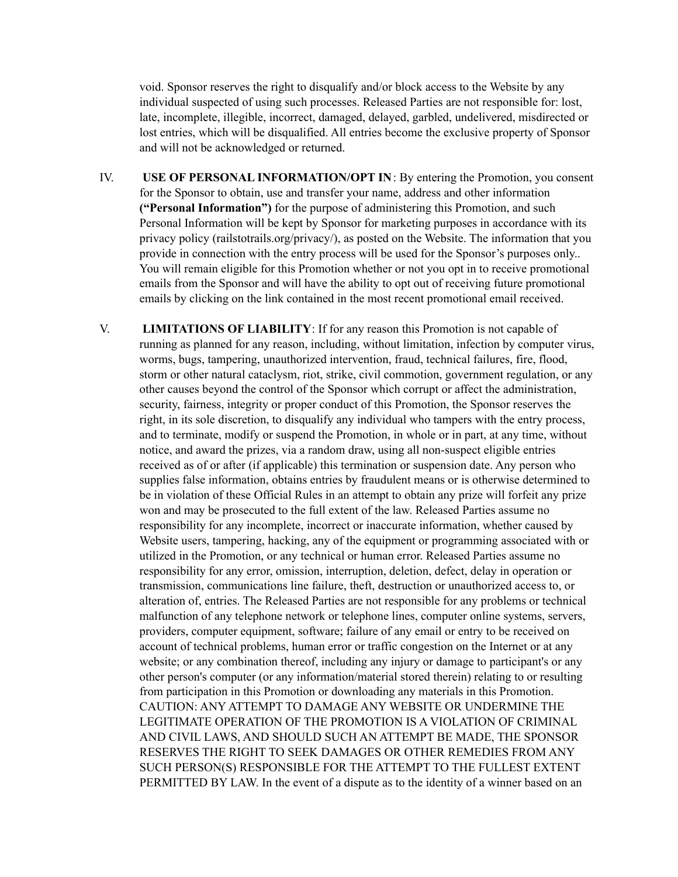void. Sponsor reserves the right to disqualify and/or block access to the Website by any individual suspected of using such processes. Released Parties are not responsible for: lost, late, incomplete, illegible, incorrect, damaged, delayed, garbled, undelivered, misdirected or lost entries, which will be disqualified. All entries become the exclusive property of Sponsor and will not be acknowledged or returned.

IV. **USE OF PERSONAL INFORMATION/OPT IN**: By entering the Promotion, you consent for the Sponsor to obtain, use and transfer your name, address and other information **("Personal Information")** for the purpose of administering this Promotion, and such Personal Information will be kept by Sponsor for marketing purposes in accordance with its privacy policy (railstotrails.org/privacy/), as posted on the Website. The information that you provide in connection with the entry process will be used for the Sponsor's purposes only.. You will remain eligible for this Promotion whether or not you opt in to receive promotional emails from the Sponsor and will have the ability to opt out of receiving future promotional emails by clicking on the link contained in the most recent promotional email received.

V. **LIMITATIONS OF LIABILITY**: If for any reason this Promotion is not capable of running as planned for any reason, including, without limitation, infection by computer virus, worms, bugs, tampering, unauthorized intervention, fraud, technical failures, fire, flood, storm or other natural cataclysm, riot, strike, civil commotion, government regulation, or any other causes beyond the control of the Sponsor which corrupt or affect the administration, security, fairness, integrity or proper conduct of this Promotion, the Sponsor reserves the right, in its sole discretion, to disqualify any individual who tampers with the entry process, and to terminate, modify or suspend the Promotion, in whole or in part, at any time, without notice, and award the prizes, via a random draw, using all non-suspect eligible entries received as of or after (if applicable) this termination or suspension date. Any person who supplies false information, obtains entries by fraudulent means or is otherwise determined to be in violation of these Official Rules in an attempt to obtain any prize will forfeit any prize won and may be prosecuted to the full extent of the law. Released Parties assume no responsibility for any incomplete, incorrect or inaccurate information, whether caused by Website users, tampering, hacking, any of the equipment or programming associated with or utilized in the Promotion, or any technical or human error. Released Parties assume no responsibility for any error, omission, interruption, deletion, defect, delay in operation or transmission, communications line failure, theft, destruction or unauthorized access to, or alteration of, entries. The Released Parties are not responsible for any problems or technical malfunction of any telephone network or telephone lines, computer online systems, servers, providers, computer equipment, software; failure of any email or entry to be received on account of technical problems, human error or traffic congestion on the Internet or at any website; or any combination thereof, including any injury or damage to participant's or any other person's computer (or any information/material stored therein) relating to or resulting from participation in this Promotion or downloading any materials in this Promotion. CAUTION: ANY ATTEMPT TO DAMAGE ANY WEBSITE OR UNDERMINE THE LEGITIMATE OPERATION OF THE PROMOTION IS A VIOLATION OF CRIMINAL AND CIVIL LAWS, AND SHOULD SUCH AN ATTEMPT BE MADE, THE SPONSOR RESERVES THE RIGHT TO SEEK DAMAGES OR OTHER REMEDIES FROM ANY SUCH PERSON(S) RESPONSIBLE FOR THE ATTEMPT TO THE FULLEST EXTENT PERMITTED BY LAW. In the event of a dispute as to the identity of a winner based on an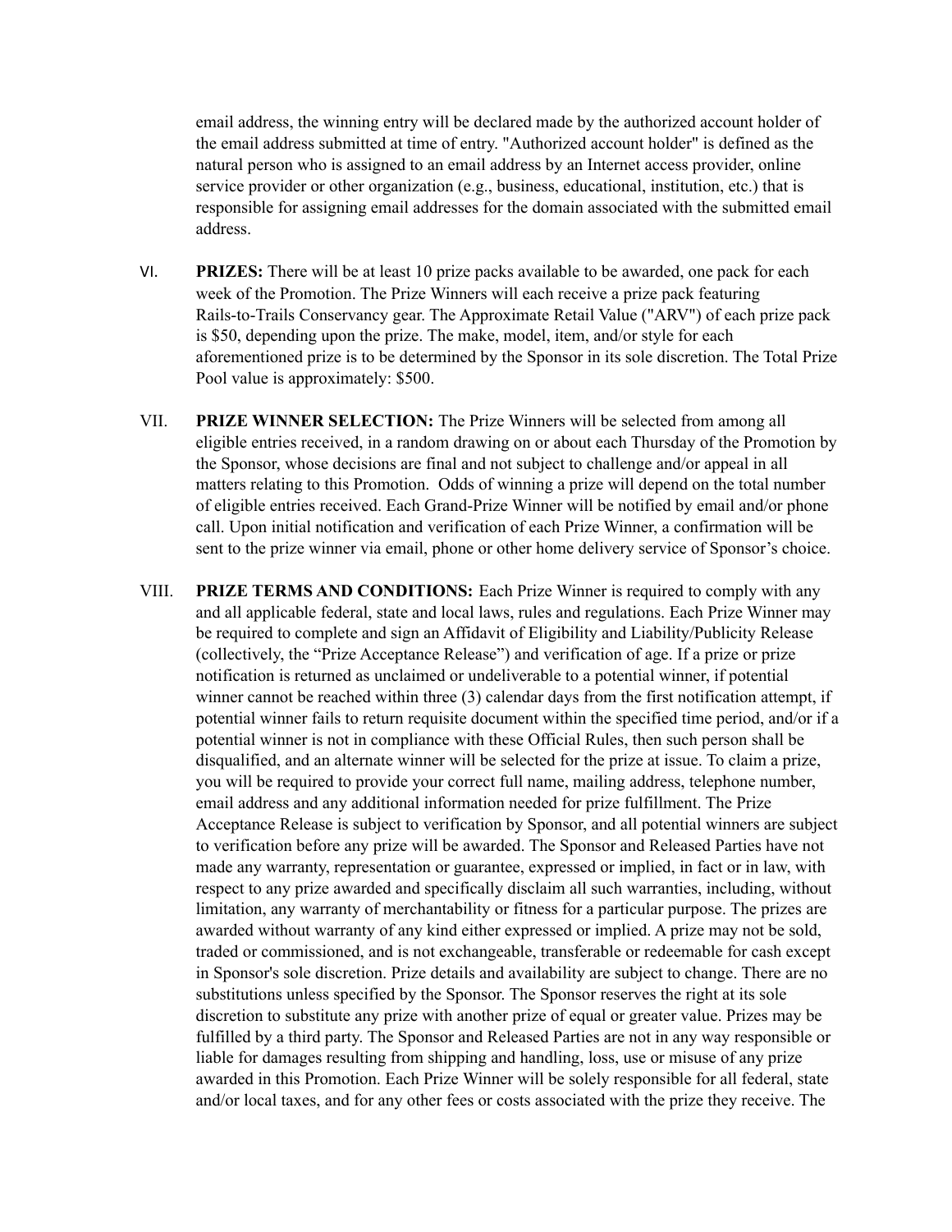email address, the winning entry will be declared made by the authorized account holder of the email address submitted at time of entry. "Authorized account holder" is defined as the natural person who is assigned to an email address by an Internet access provider, online service provider or other organization (e.g., business, educational, institution, etc.) that is responsible for assigning email addresses for the domain associated with the submitted email address.

VI. **PRIZES:** There will be at least 10 prize packs available to be awarded, one pack for each week of the Promotion. The Prize Winners will each receive a prize pack featuring Rails-to-Trails Conservancy gear. The Approximate Retail Value ("ARV") of each prize pack is $50, depending upon the prize. The make, model, item, and/or style for each aforementioned prize is to be determined by the Sponsor in its sole discretion. The Total Prize Pool value is approximately: $500.

VII. **PRIZE WINNER SELECTION:** The Prize Winners will be selected from among all eligible entries received, in a random drawing on or about each Thursday of the Promotion by the Sponsor, whose decisions are final and not subject to challenge and/or appeal in all matters relating to this Promotion. Odds of winning a prize will depend on the total number of eligible entries received. Each Grand-Prize Winner will be notified by email and/or phone call. Upon initial notification and verification of each Prize Winner, a confirmation will be sent to the prize winner via email, phone or other home delivery service of Sponsor's choice.

VIII. **PRIZE TERMS AND CONDITIONS:** Each Prize Winner is required to comply with any and all applicable federal, state and local laws, rules and regulations. Each Prize Winner may be required to complete and sign an Affidavit of Eligibility and Liability/Publicity Release (collectively, the "Prize Acceptance Release") and verification of age. If a prize or prize notification is returned as unclaimed or undeliverable to a potential winner, if potential winner cannot be reached within three (3) calendar days from the first notification attempt, if potential winner fails to return requisite document within the specified time period, and/or if a potential winner is not in compliance with these Official Rules, then such person shall be disqualified, and an alternate winner will be selected for the prize at issue. To claim a prize, you will be required to provide your correct full name, mailing address, telephone number, email address and any additional information needed for prize fulfillment. The Prize Acceptance Release is subject to verification by Sponsor, and all potential winners are subject to verification before any prize will be awarded. The Sponsor and Released Parties have not made any warranty, representation or guarantee, expressed or implied, in fact or in law, with respect to any prize awarded and specifically disclaim all such warranties, including, without limitation, any warranty of merchantability or fitness for a particular purpose. The prizes are awarded without warranty of any kind either expressed or implied. A prize may not be sold, traded or commissioned, and is not exchangeable, transferable or redeemable for cash except in Sponsor's sole discretion. Prize details and availability are subject to change. There are no substitutions unless specified by the Sponsor. The Sponsor reserves the right at its sole discretion to substitute any prize with another prize of equal or greater value. Prizes may be fulfilled by a third party. The Sponsor and Released Parties are not in any way responsible or liable for damages resulting from shipping and handling, loss, use or misuse of any prize awarded in this Promotion. Each Prize Winner will be solely responsible for all federal, state and/or local taxes, and for any other fees or costs associated with the prize they receive. The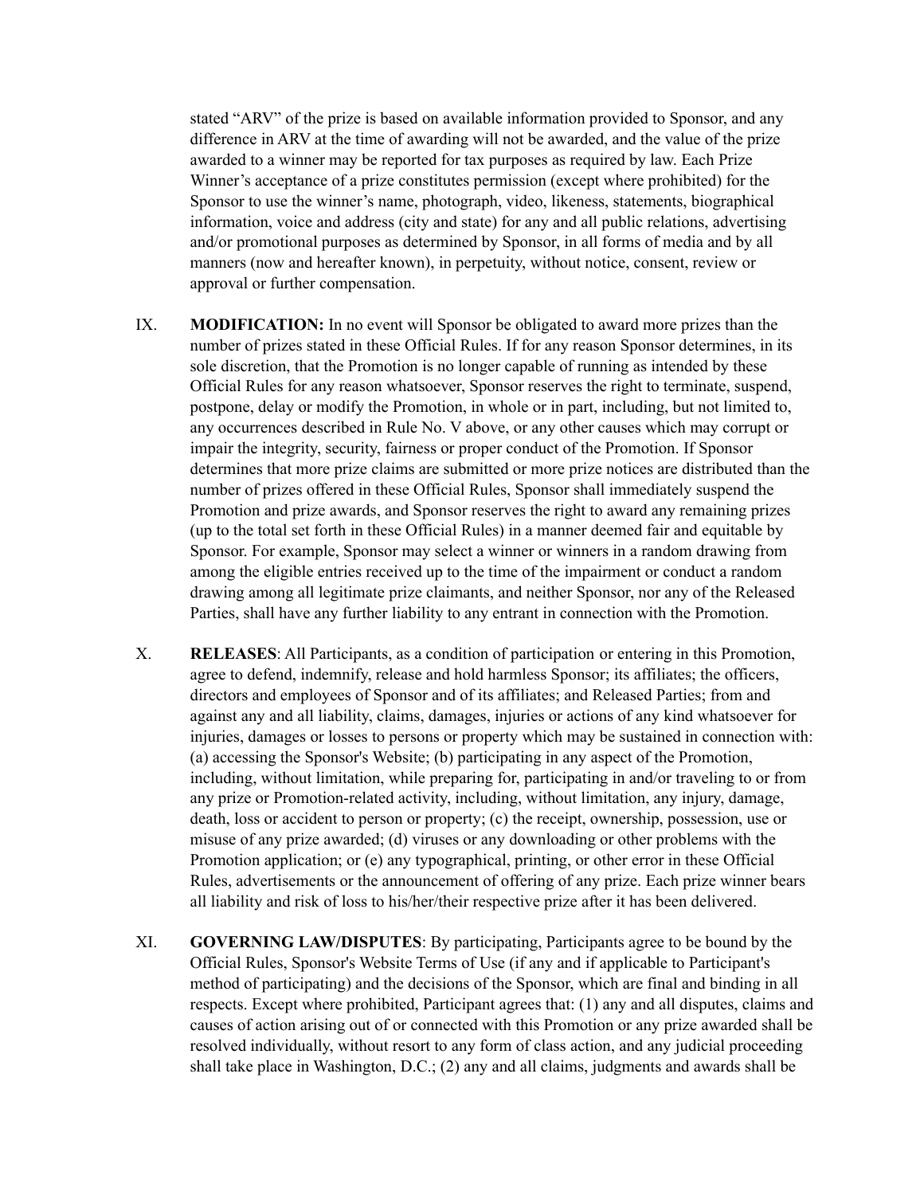stated "ARV" of the prize is based on available information provided to Sponsor, and any difference in ARV at the time of awarding will not be awarded, and the value of the prize awarded to a winner may be reported for tax purposes as required by law. Each Prize Winner's acceptance of a prize constitutes permission (except where prohibited) for the Sponsor to use the winner's name, photograph, video, likeness, statements, biographical information, voice and address (city and state) for any and all public relations, advertising and/or promotional purposes as determined by Sponsor, in all forms of media and by all manners (now and hereafter known), in perpetuity, without notice, consent, review or approval or further compensation.

IX. **MODIFICATION:** In no event will Sponsor be obligated to award more prizes than the number of prizes stated in these Official Rules. If for any reason Sponsor determines, in its sole discretion, that the Promotion is no longer capable of running as intended by these Official Rules for any reason whatsoever, Sponsor reserves the right to terminate, suspend, postpone, delay or modify the Promotion, in whole or in part, including, but not limited to, any occurrences described in Rule No. V above, or any other causes which may corrupt or impair the integrity, security, fairness or proper conduct of the Promotion. If Sponsor determines that more prize claims are submitted or more prize notices are distributed than the number of prizes offered in these Official Rules, Sponsor shall immediately suspend the Promotion and prize awards, and Sponsor reserves the right to award any remaining prizes (up to the total set forth in these Official Rules) in a manner deemed fair and equitable by Sponsor. For example, Sponsor may select a winner or winners in a random drawing from among the eligible entries received up to the time of the impairment or conduct a random drawing among all legitimate prize claimants, and neither Sponsor, nor any of the Released Parties, shall have any further liability to any entrant in connection with the Promotion.

X. **RELEASES**: All Participants, as a condition of participation or entering in this Promotion, agree to defend, indemnify, release and hold harmless Sponsor; its affiliates; the officers, directors and employees of Sponsor and of its affiliates; and Released Parties; from and against any and all liability, claims, damages, injuries or actions of any kind whatsoever for injuries, damages or losses to persons or property which may be sustained in connection with: (a) accessing the Sponsor's Website; (b) participating in any aspect of the Promotion, including, without limitation, while preparing for, participating in and/or traveling to or from any prize or Promotion-related activity, including, without limitation, any injury, damage, death, loss or accident to person or property; (c) the receipt, ownership, possession, use or misuse of any prize awarded; (d) viruses or any downloading or other problems with the Promotion application; or (e) any typographical, printing, or other error in these Official Rules, advertisements or the announcement of offering of any prize. Each prize winner bears all liability and risk of loss to his/her/their respective prize after it has been delivered.

XI. **GOVERNING LAW/DISPUTES**: By participating, Participants agree to be bound by the Official Rules, Sponsor's Website Terms of Use (if any and if applicable to Participant's method of participating) and the decisions of the Sponsor, which are final and binding in all respects. Except where prohibited, Participant agrees that: (1) any and all disputes, claims and causes of action arising out of or connected with this Promotion or any prize awarded shall be resolved individually, without resort to any form of class action, and any judicial proceeding shall take place in Washington, D.C.; (2) any and all claims, judgments and awards shall be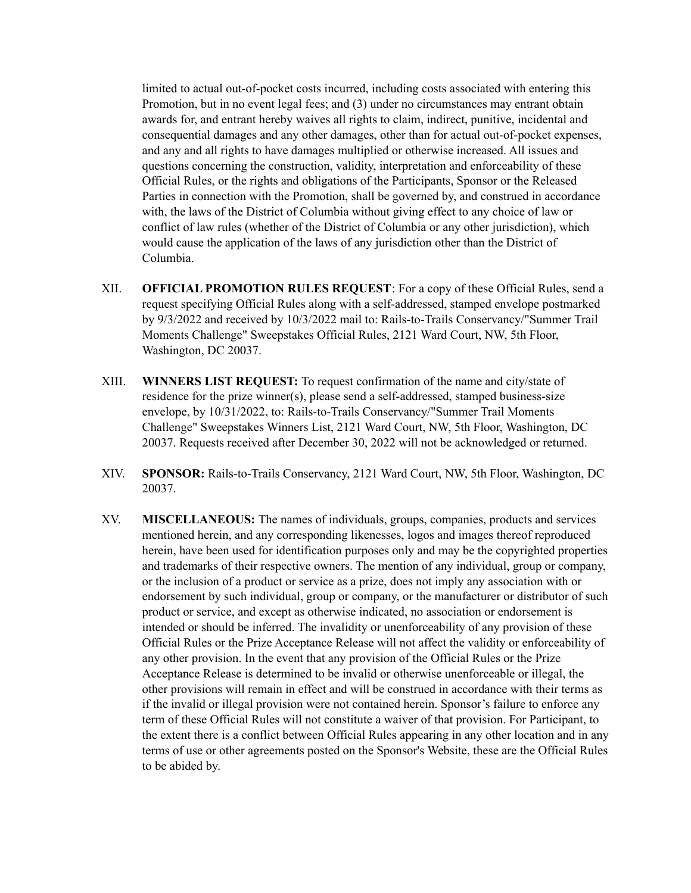limited to actual out-of-pocket costs incurred, including costs associated with entering this Promotion, but in no event legal fees; and (3) under no circumstances may entrant obtain awards for, and entrant hereby waives all rights to claim, indirect, punitive, incidental and consequential damages and any other damages, other than for actual out-of-pocket expenses, and any and all rights to have damages multiplied or otherwise increased. All issues and questions concerning the construction, validity, interpretation and enforceability of these Official Rules, or the rights and obligations of the Participants, Sponsor or the Released Parties in connection with the Promotion, shall be governed by, and construed in accordance with, the laws of the District of Columbia without giving effect to any choice of law or conflict of law rules (whether of the District of Columbia or any other jurisdiction), which would cause the application of the laws of any jurisdiction other than the District of Columbia.

XII. **OFFICIAL PROMOTION RULES REQUEST**: For a copy of these Official Rules, send a request specifying Official Rules along with a self-addressed, stamped envelope postmarked by 9/3/2022 and received by 10/3/2022 mail to: Rails-to-Trails Conservancy/"Summer Trail Moments Challenge" Sweepstakes Official Rules, 2121 Ward Court, NW, 5th Floor, Washington, DC 20037.

XIII. **WINNERS LIST REQUEST:** To request confirmation of the name and city/state of residence for the prize winner(s), please send a self-addressed, stamped business-size envelope, by 10/31/2022, to: Rails-to-Trails Conservancy/"Summer Trail Moments Challenge" Sweepstakes Winners List, 2121 Ward Court, NW, 5th Floor, Washington, DC 20037. Requests received after December 30, 2022 will not be acknowledged or returned.

XIV. **SPONSOR:** Rails-to-Trails Conservancy, 2121 Ward Court, NW, 5th Floor, Washington, DC 20037.

XV. **MISCELLANEOUS:** The names of individuals, groups, companies, products and services mentioned herein, and any corresponding likenesses, logos and images thereof reproduced herein, have been used for identification purposes only and may be the copyrighted properties and trademarks of their respective owners. The mention of any individual, group or company, or the inclusion of a product or service as a prize, does not imply any association with or endorsement by such individual, group or company, or the manufacturer or distributor of such product or service, and except as otherwise indicated, no association or endorsement is intended or should be inferred. The invalidity or unenforceability of any provision of these Official Rules or the Prize Acceptance Release will not affect the validity or enforceability of any other provision. In the event that any provision of the Official Rules or the Prize Acceptance Release is determined to be invalid or otherwise unenforceable or illegal, the other provisions will remain in effect and will be construed in accordance with their terms as if the invalid or illegal provision were not contained herein. Sponsor's failure to enforce any term of these Official Rules will not constitute a waiver of that provision. For Participant, to the extent there is a conflict between Official Rules appearing in any other location and in any terms of use or other agreements posted on the Sponsor's Website, these are the Official Rules to be abided by.